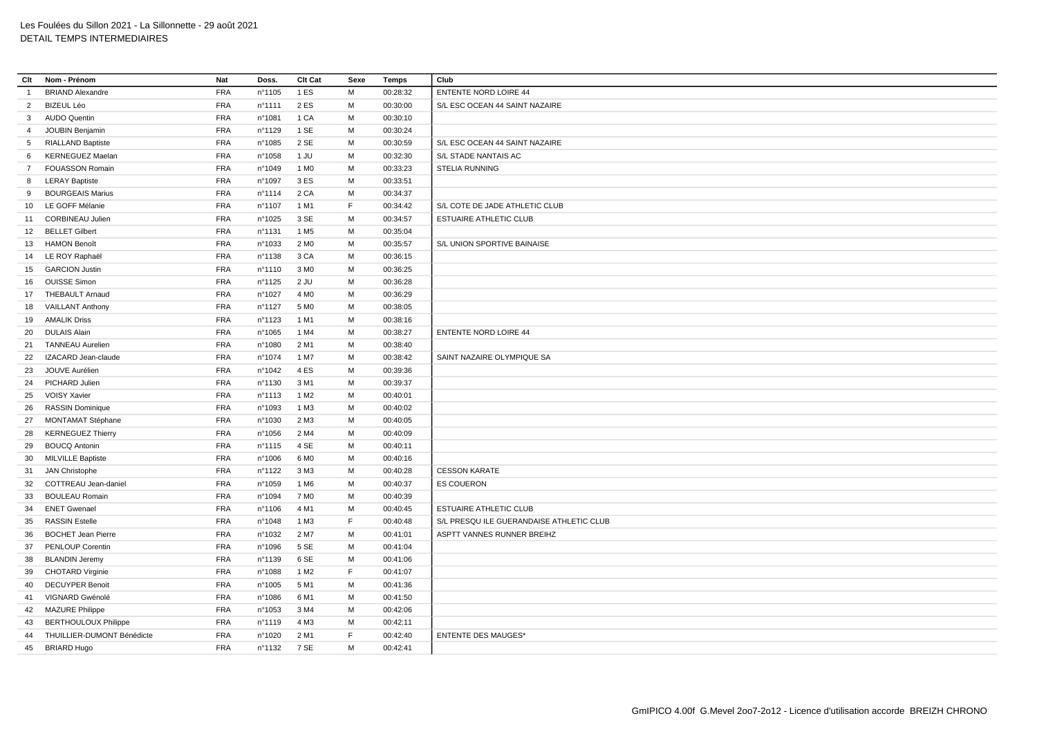Les Foulées du Sillon 2021 - La Sillonnette - 29 août 2021
DETAIL TEMPS INTERMEDIAIRES

| Clt | Nom - Prénom | Nat | Doss. | Clt Cat | Sexe | Temps | Club |
|---|---|---|---|---|---|---|---|
| 1 | BRIAND Alexandre | FRA | n°1105 | 1 ES | M | 00:28:32 | ENTENTE NORD LOIRE 44 |
| 2 | BIZEUL Léo | FRA | n°1111 | 2 ES | M | 00:30:00 | S/L ESC OCEAN 44 SAINT NAZAIRE |
| 3 | AUDO Quentin | FRA | n°1081 | 1 CA | M | 00:30:10 | |
| 4 | JOUBIN Benjamin | FRA | n°1129 | 1 SE | M | 00:30:24 | |
| 5 | RIALLAND Baptiste | FRA | n°1085 | 2 SE | M | 00:30:59 | S/L ESC OCEAN 44 SAINT NAZAIRE |
| 6 | KERNEGUEZ Maelan | FRA | n°1058 | 1 JU | M | 00:32:30 | S/L STADE NANTAIS AC |
| 7 | FOUASSON Romain | FRA | n°1049 | 1 M0 | M | 00:33:23 | STELIA RUNNING |
| 8 | LERAY Baptiste | FRA | n°1097 | 3 ES | M | 00:33:51 | |
| 9 | BOURGEAIS Marius | FRA | n°1114 | 2 CA | M | 00:34:37 | |
| 10 | LE GOFF Mélanie | FRA | n°1107 | 1 M1 | F | 00:34:42 | S/L COTE DE JADE ATHLETIC CLUB |
| 11 | CORBINEAU Julien | FRA | n°1025 | 3 SE | M | 00:34:57 | ESTUAIRE ATHLETIC CLUB |
| 12 | BELLET Gilbert | FRA | n°1131 | 1 M5 | M | 00:35:04 | |
| 13 | HAMON Benoît | FRA | n°1033 | 2 M0 | M | 00:35:57 | S/L UNION SPORTIVE BAINAISE |
| 14 | LE ROY Raphaël | FRA | n°1138 | 3 CA | M | 00:36:15 | |
| 15 | GARCION Justin | FRA | n°1110 | 3 M0 | M | 00:36:25 | |
| 16 | OUISSE Simon | FRA | n°1125 | 2 JU | M | 00:36:28 | |
| 17 | THEBAULT Arnaud | FRA | n°1027 | 4 M0 | M | 00:36:29 | |
| 18 | VAILLANT Anthony | FRA | n°1127 | 5 M0 | M | 00:38:05 | |
| 19 | AMALIK Driss | FRA | n°1123 | 1 M1 | M | 00:38:16 | |
| 20 | DULAIS Alain | FRA | n°1065 | 1 M4 | M | 00:38:27 | ENTENTE NORD LOIRE 44 |
| 21 | TANNEAU Aurelien | FRA | n°1080 | 2 M1 | M | 00:38:40 | |
| 22 | IZACARD Jean-claude | FRA | n°1074 | 1 M7 | M | 00:38:42 | SAINT NAZAIRE OLYMPIQUE SA |
| 23 | JOUVE Aurélien | FRA | n°1042 | 4 ES | M | 00:39:36 | |
| 24 | PICHARD Julien | FRA | n°1130 | 3 M1 | M | 00:39:37 | |
| 25 | VOISY Xavier | FRA | n°1113 | 1 M2 | M | 00:40:01 | |
| 26 | RASSIN Dominique | FRA | n°1093 | 1 M3 | M | 00:40:02 | |
| 27 | MONTAMAT Stéphane | FRA | n°1030 | 2 M3 | M | 00:40:05 | |
| 28 | KERNEGUEZ Thierry | FRA | n°1056 | 2 M4 | M | 00:40:09 | |
| 29 | BOUCQ Antonin | FRA | n°1115 | 4 SE | M | 00:40:11 | |
| 30 | MILVILLE Baptiste | FRA | n°1006 | 6 M0 | M | 00:40:16 | |
| 31 | JAN Christophe | FRA | n°1122 | 3 M3 | M | 00:40:28 | CESSON KARATE |
| 32 | COTTREAU Jean-daniel | FRA | n°1059 | 1 M6 | M | 00:40:37 | ES COUERON |
| 33 | BOULEAU Romain | FRA | n°1094 | 7 M0 | M | 00:40:39 | |
| 34 | ENET Gwenael | FRA | n°1106 | 4 M1 | M | 00:40:45 | ESTUAIRE ATHLETIC CLUB |
| 35 | RASSIN Estelle | FRA | n°1048 | 1 M3 | F | 00:40:48 | S/L PRESQU ILE GUERANDAISE ATHLETIC CLUB |
| 36 | BOCHET Jean Pierre | FRA | n°1032 | 2 M7 | M | 00:41:01 | ASPTT VANNES RUNNER BREIHZ |
| 37 | PENLOUP Corentin | FRA | n°1096 | 5 SE | M | 00:41:04 | |
| 38 | BLANDIN Jeremy | FRA | n°1139 | 6 SE | M | 00:41:06 | |
| 39 | CHOTARD Virginie | FRA | n°1088 | 1 M2 | F | 00:41:07 | |
| 40 | DECUYPER Benoit | FRA | n°1005 | 5 M1 | M | 00:41:36 | |
| 41 | VIGNARD Gwénolé | FRA | n°1086 | 6 M1 | M | 00:41:50 | |
| 42 | MAZURE Philippe | FRA | n°1053 | 3 M4 | M | 00:42:06 | |
| 43 | BERTHOULOUX Philippe | FRA | n°1119 | 4 M3 | M | 00:42:11 | |
| 44 | THUILLIER-DUMONT Bénédicte | FRA | n°1020 | 2 M1 | F | 00:42:40 | ENTENTE DES MAUGES* |
| 45 | BRIARD Hugo | FRA | n°1132 | 7 SE | M | 00:42:41 | |

GmIPICO 4.00f G.Mevel 2oo7-2o12 - Licence d'utilisation accorde BREIZH CHRONO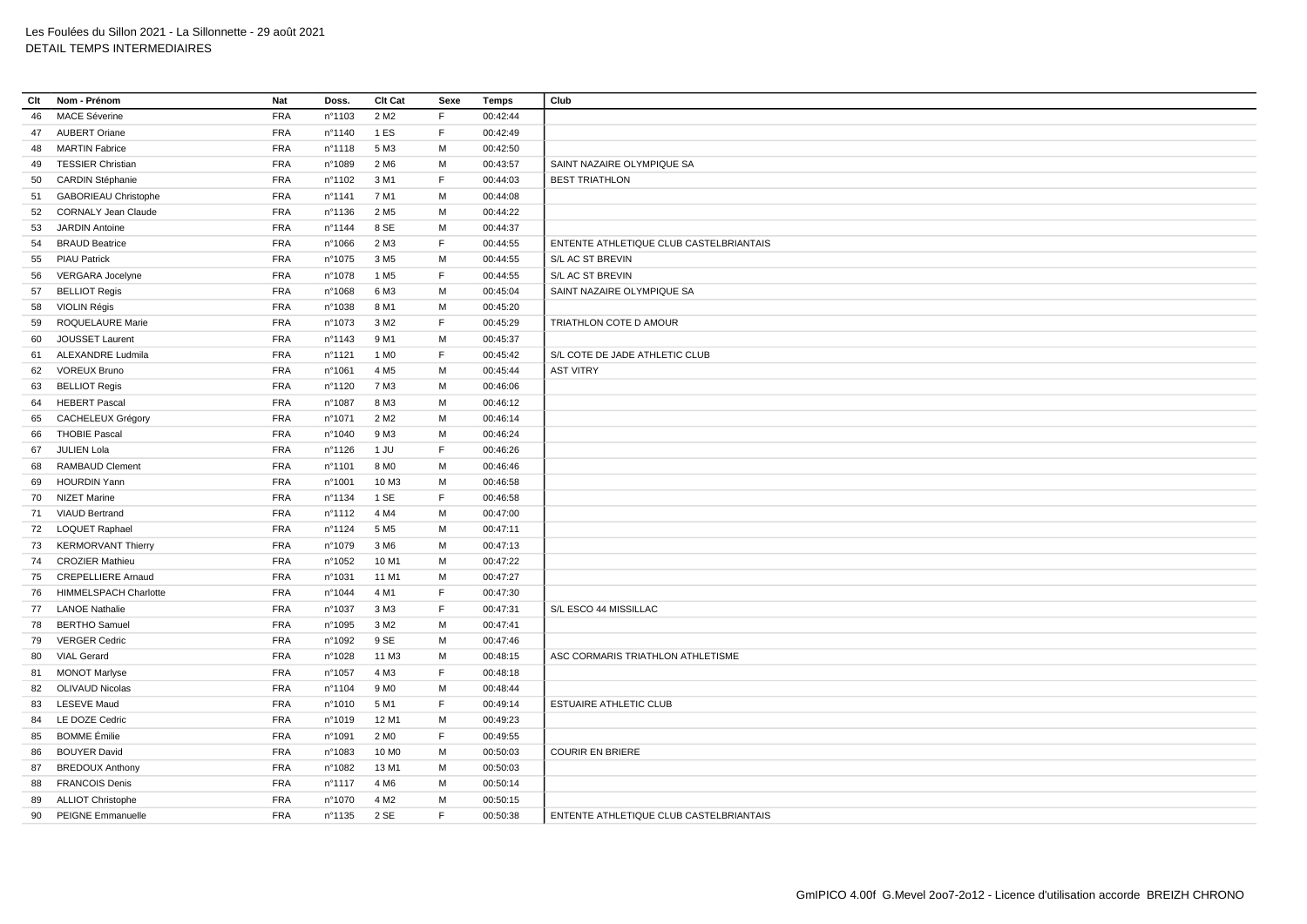Les Foulées du Sillon 2021 - La Sillonnette - 29 août 2021
DETAIL TEMPS INTERMEDIAIRES

| Clt | Nom - Prénom | Nat | Doss. | Clt Cat | Sexe | Temps | Club |
|---|---|---|---|---|---|---|---|
| 46 | MACE Séverine | FRA | n°1103 | 2 M2 | F | 00:42:44 | |
| 47 | AUBERT Oriane | FRA | n°1140 | 1 ES | F | 00:42:49 | |
| 48 | MARTIN Fabrice | FRA | n°1118 | 5 M3 | M | 00:42:50 | |
| 49 | TESSIER Christian | FRA | n°1089 | 2 M6 | M | 00:43:57 | SAINT NAZAIRE OLYMPIQUE SA |
| 50 | CARDIN Stéphanie | FRA | n°1102 | 3 M1 | F | 00:44:03 | BEST TRIATHLON |
| 51 | GABORIEAU Christophe | FRA | n°1141 | 7 M1 | M | 00:44:08 | |
| 52 | CORNALY Jean Claude | FRA | n°1136 | 2 M5 | M | 00:44:22 | |
| 53 | JARDIN Antoine | FRA | n°1144 | 8 SE | M | 00:44:37 | |
| 54 | BRAUD Beatrice | FRA | n°1066 | 2 M3 | F | 00:44:55 | ENTENTE ATHLETIQUE CLUB CASTELBRIANTAIS |
| 55 | PIAU Patrick | FRA | n°1075 | 3 M5 | M | 00:44:55 | S/L AC ST BREVIN |
| 56 | VERGARA Jocelyne | FRA | n°1078 | 1 M5 | F | 00:44:55 | S/L AC ST BREVIN |
| 57 | BELLIOT Regis | FRA | n°1068 | 6 M3 | M | 00:45:04 | SAINT NAZAIRE OLYMPIQUE SA |
| 58 | VIOLIN Régis | FRA | n°1038 | 8 M1 | M | 00:45:20 | |
| 59 | ROQUELAURE Marie | FRA | n°1073 | 3 M2 | F | 00:45:29 | TRIATHLON COTE D AMOUR |
| 60 | JOUSSET Laurent | FRA | n°1143 | 9 M1 | M | 00:45:37 | |
| 61 | ALEXANDRE Ludmila | FRA | n°1121 | 1 M0 | F | 00:45:42 | S/L COTE DE JADE ATHLETIC CLUB |
| 62 | VOREUX Bruno | FRA | n°1061 | 4 M5 | M | 00:45:44 | AST VITRY |
| 63 | BELLIOT Regis | FRA | n°1120 | 7 M3 | M | 00:46:06 | |
| 64 | HEBERT Pascal | FRA | n°1087 | 8 M3 | M | 00:46:12 | |
| 65 | CACHELEUX Grégory | FRA | n°1071 | 2 M2 | M | 00:46:14 | |
| 66 | THOBIE Pascal | FRA | n°1040 | 9 M3 | M | 00:46:24 | |
| 67 | JULIEN Lola | FRA | n°1126 | 1 JU | F | 00:46:26 | |
| 68 | RAMBAUD Clement | FRA | n°1101 | 8 M0 | M | 00:46:46 | |
| 69 | HOURDIN Yann | FRA | n°1001 | 10 M3 | M | 00:46:58 | |
| 70 | NIZET Marine | FRA | n°1134 | 1 SE | F | 00:46:58 | |
| 71 | VIAUD Bertrand | FRA | n°1112 | 4 M4 | M | 00:47:00 | |
| 72 | LOQUET Raphael | FRA | n°1124 | 5 M5 | M | 00:47:11 | |
| 73 | KERMORVANT Thierry | FRA | n°1079 | 3 M6 | M | 00:47:13 | |
| 74 | CROZIER Mathieu | FRA | n°1052 | 10 M1 | M | 00:47:22 | |
| 75 | CREPELLIERE Arnaud | FRA | n°1031 | 11 M1 | M | 00:47:27 | |
| 76 | HIMMELSPACH Charlotte | FRA | n°1044 | 4 M1 | F | 00:47:30 | |
| 77 | LANOE Nathalie | FRA | n°1037 | 3 M3 | F | 00:47:31 | S/L ESCO 44 MISSILLAC |
| 78 | BERTHO Samuel | FRA | n°1095 | 3 M2 | M | 00:47:41 | |
| 79 | VERGER Cedric | FRA | n°1092 | 9 SE | M | 00:47:46 | |
| 80 | VIAL Gerard | FRA | n°1028 | 11 M3 | M | 00:48:15 | ASC CORMARIS TRIATHLON ATHLETISME |
| 81 | MONOT Marlyse | FRA | n°1057 | 4 M3 | F | 00:48:18 | |
| 82 | OLIVAUD Nicolas | FRA | n°1104 | 9 M0 | M | 00:48:44 | |
| 83 | LESEVE Maud | FRA | n°1010 | 5 M1 | F | 00:49:14 | ESTUAIRE ATHLETIC CLUB |
| 84 | LE DOZE Cedric | FRA | n°1019 | 12 M1 | M | 00:49:23 | |
| 85 | BOMME Émilie | FRA | n°1091 | 2 M0 | F | 00:49:55 | |
| 86 | BOUYER David | FRA | n°1083 | 10 M0 | M | 00:50:03 | COURIR EN BRIERE |
| 87 | BREDOUX Anthony | FRA | n°1082 | 13 M1 | M | 00:50:03 | |
| 88 | FRANCOIS Denis | FRA | n°1117 | 4 M6 | M | 00:50:14 | |
| 89 | ALLIOT Christophe | FRA | n°1070 | 4 M2 | M | 00:50:15 | |
| 90 | PEIGNE Emmanuelle | FRA | n°1135 | 2 SE | F | 00:50:38 | ENTENTE ATHLETIQUE CLUB CASTELBRIANTAIS |

GmIPICO 4.00f G.Mevel 2oo7-2o12 - Licence d'utilisation accorde BREIZH CHRONO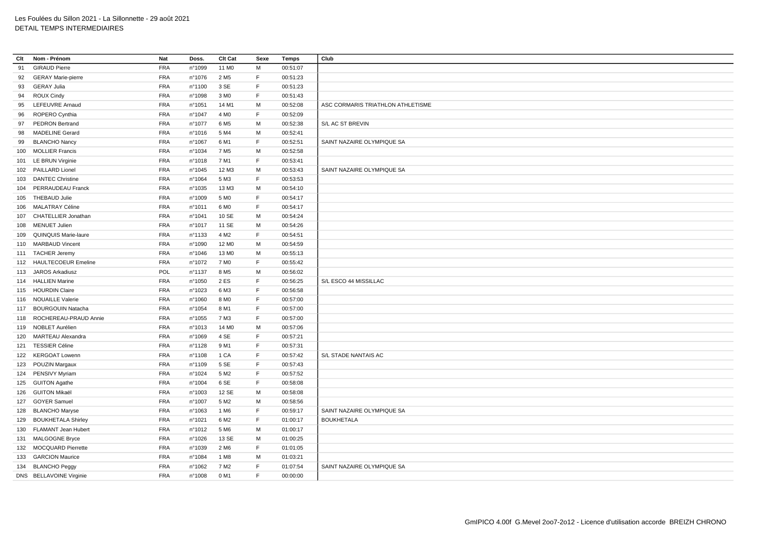Les Foulées du Sillon 2021 - La Sillonnette - 29 août 2021
DETAIL TEMPS INTERMEDIAIRES

| Clt | Nom - Prénom | Nat | Doss. | Clt Cat | Sexe | Temps | Club |
|---|---|---|---|---|---|---|---|
| 91 | GIRAUD Pierre | FRA | n°1099 | 11 M0 | M | 00:51:07 | |
| 92 | GERAY Marie-pierre | FRA | n°1076 | 2 M5 | F | 00:51:23 | |
| 93 | GERAY Julia | FRA | n°1100 | 3 SE | F | 00:51:23 | |
| 94 | ROUX Cindy | FRA | n°1098 | 3 M0 | F | 00:51:43 | |
| 95 | LEFEUVRE Arnaud | FRA | n°1051 | 14 M1 | M | 00:52:08 | ASC CORMARIS TRIATHLON ATHLETISME |
| 96 | ROPERO Cynthia | FRA | n°1047 | 4 M0 | F | 00:52:09 | |
| 97 | PEDRON Bertrand | FRA | n°1077 | 6 M5 | M | 00:52:38 | S/L AC ST BREVIN |
| 98 | MADELINE Gerard | FRA | n°1016 | 5 M4 | M | 00:52:41 | |
| 99 | BLANCHO Nancy | FRA | n°1067 | 6 M1 | F | 00:52:51 | SAINT NAZAIRE OLYMPIQUE SA |
| 100 | MOLLIER Francis | FRA | n°1034 | 7 M5 | M | 00:52:58 | |
| 101 | LE BRUN Virginie | FRA | n°1018 | 7 M1 | F | 00:53:41 | |
| 102 | PAILLARD Lionel | FRA | n°1045 | 12 M3 | M | 00:53:43 | SAINT NAZAIRE OLYMPIQUE SA |
| 103 | DANTEC Christine | FRA | n°1064 | 5 M3 | F | 00:53:53 | |
| 104 | PERRAUDEAU Franck | FRA | n°1035 | 13 M3 | M | 00:54:10 | |
| 105 | THEBAUD Julie | FRA | n°1009 | 5 M0 | F | 00:54:17 | |
| 106 | MALATRAY Céline | FRA | n°1011 | 6 M0 | F | 00:54:17 | |
| 107 | CHATELLIER Jonathan | FRA | n°1041 | 10 SE | M | 00:54:24 | |
| 108 | MENUET Julien | FRA | n°1017 | 11 SE | M | 00:54:26 | |
| 109 | QUINQUIS Marie-laure | FRA | n°1133 | 4 M2 | F | 00:54:51 | |
| 110 | MARBAUD Vincent | FRA | n°1090 | 12 M0 | M | 00:54:59 | |
| 111 | TACHER Jeremy | FRA | n°1046 | 13 M0 | M | 00:55:13 | |
| 112 | HAULTECOEUR Emeline | FRA | n°1072 | 7 M0 | F | 00:55:42 | |
| 113 | JAROS Arkadiusz | POL | n°1137 | 8 M5 | M | 00:56:02 | |
| 114 | HALLIEN Marine | FRA | n°1050 | 2 ES | F | 00:56:25 | S/L ESCO 44 MISSILLAC |
| 115 | HOURDIN Claire | FRA | n°1023 | 6 M3 | F | 00:56:58 | |
| 116 | NOUAILLE Valerie | FRA | n°1060 | 8 M0 | F | 00:57:00 | |
| 117 | BOURGOUIN Natacha | FRA | n°1054 | 8 M1 | F | 00:57:00 | |
| 118 | ROCHEREAU-PRAUD Annie | FRA | n°1055 | 7 M3 | F | 00:57:00 | |
| 119 | NOBLET Aurélien | FRA | n°1013 | 14 M0 | M | 00:57:06 | |
| 120 | MARTEAU Alexandra | FRA | n°1069 | 4 SE | F | 00:57:21 | |
| 121 | TESSIER Céline | FRA | n°1128 | 9 M1 | F | 00:57:31 | |
| 122 | KERGOAT Lowenn | FRA | n°1108 | 1 CA | F | 00:57:42 | S/L STADE NANTAIS AC |
| 123 | POUZIN Margaux | FRA | n°1109 | 5 SE | F | 00:57:43 | |
| 124 | PENSIVY Myriam | FRA | n°1024 | 5 M2 | F | 00:57:52 | |
| 125 | GUITON Agathe | FRA | n°1004 | 6 SE | F | 00:58:08 | |
| 126 | GUITON Mikaël | FRA | n°1003 | 12 SE | M | 00:58:08 | |
| 127 | GOYER Samuel | FRA | n°1007 | 5 M2 | M | 00:58:56 | |
| 128 | BLANCHO Maryse | FRA | n°1063 | 1 M6 | F | 00:59:17 | SAINT NAZAIRE OLYMPIQUE SA |
| 129 | BOUKHETALA Shirley | FRA | n°1021 | 6 M2 | F | 01:00:17 | BOUKHETALA |
| 130 | FLAMANT Jean Hubert | FRA | n°1012 | 5 M6 | M | 01:00:17 | |
| 131 | MALGOGNE Bryce | FRA | n°1026 | 13 SE | M | 01:00:25 | |
| 132 | MOCQUARD Pierrette | FRA | n°1039 | 2 M6 | F | 01:01:05 | |
| 133 | GARCION Maurice | FRA | n°1084 | 1 M8 | M | 01:03:21 | |
| 134 | BLANCHO Peggy | FRA | n°1062 | 7 M2 | F | 01:07:54 | SAINT NAZAIRE OLYMPIQUE SA |
| DNS | BELLAVOINE Virginie | FRA | n°1008 | 0 M1 | F | 00:00:00 | |

GmIPICO 4.00f G.Mevel 2oo7-2o12 - Licence d'utilisation accorde BREIZH CHRONO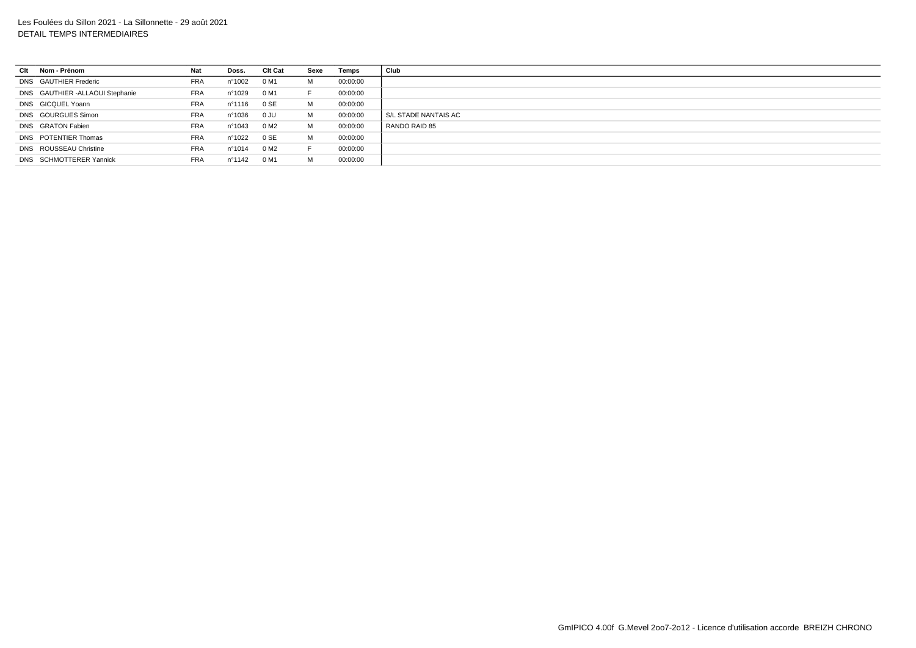Les Foulées du Sillon 2021 - La Sillonnette - 29 août 2021
DETAIL TEMPS INTERMEDIAIRES

| Clt | Nom - Prénom | Nat | Doss. | Clt Cat | Sexe | Temps | Club |
|---|---|---|---|---|---|---|---|
| DNS | GAUTHIER Frederic | FRA | n°1002 | 0 M1 | M | 00:00:00 | |
| DNS | GAUTHIER -ALLAOUI Stephanie | FRA | n°1029 | 0 M1 | F | 00:00:00 | |
| DNS | GICQUEL Yoann | FRA | n°1116 | 0 SE | M | 00:00:00 | |
| DNS | GOURGUES Simon | FRA | n°1036 | 0 JU | M | 00:00:00 | S/L STADE NANTAIS AC |
| DNS | GRATON Fabien | FRA | n°1043 | 0 M2 | M | 00:00:00 | RANDO RAID 85 |
| DNS | POTENTIER Thomas | FRA | n°1022 | 0 SE | M | 00:00:00 | |
| DNS | ROUSSEAU Christine | FRA | n°1014 | 0 M2 | F | 00:00:00 | |
| DNS | SCHMOTTERER Yannick | FRA | n°1142 | 0 M1 | M | 00:00:00 | |